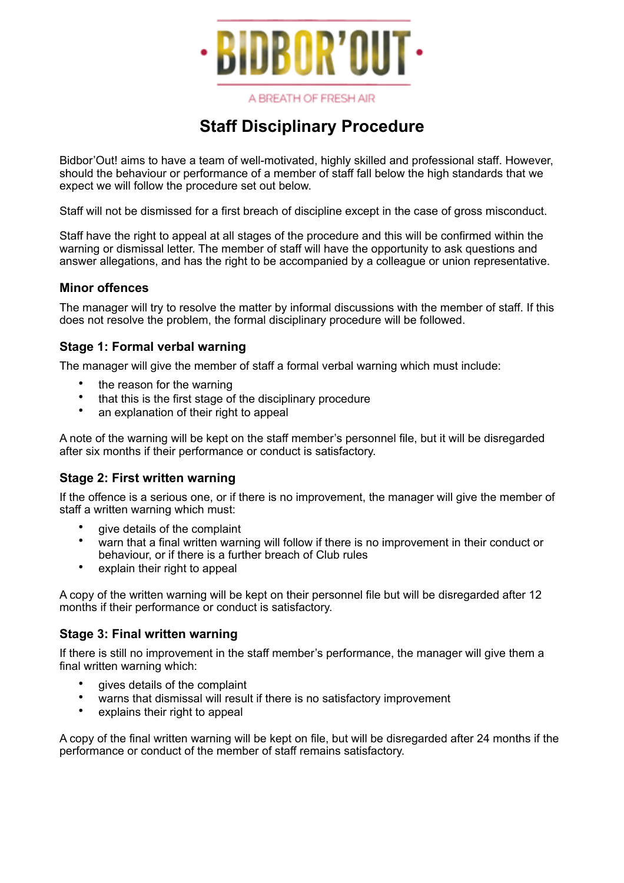# BIDBOR'OUT

A BREATH OF FRESH AIR

# Staff Disciplinary Procedure

Bidbor'Out! aims to have a team of well-motivated, highly skilled and professional staff. However, should the behaviour or performance of a member of staff fall below the high standards that we expect we will follow the procedure set out below.

Staff will not be dismissed for a first breach of discipline except in the case of gross misconduct.

Staff have the right to appeal at all stages of the procedure and this will be confirmed within the warning or dismissal letter. The member of staff will have the opportunity to ask questions and answer allegations, and has the right to be accompanied by a colleague or union representative.

### Minor offences

The manager will try to resolve the matter by informal discussions with the member of staff. If this does not resolve the problem, the formal disciplinary procedure will be followed.

### Stage 1: Formal verbal warning

The manager will give the member of staff a formal verbal warning which must include:

- the reason for the warning
- that this is the first stage of the disciplinary procedure
- an explanation of their right to appeal

A note of the warning will be kept on the staff member's personnel file, but it will be disregarded after six months if their performance or conduct is satisfactory.

### Stage 2: First written warning

If the offence is a serious one, or if there is no improvement, the manager will give the member of staff a written warning which must:

- give details of the complaint
- warn that a final written warning will follow if there is no improvement in their conduct or behaviour, or if there is a further breach of Club rules
- explain their right to appeal

A copy of the written warning will be kept on their personnel file but will be disregarded after 12 months if their performance or conduct is satisfactory.

### Stage 3: Final written warning

If there is still no improvement in the staff member's performance, the manager will give them a final written warning which:

- gives details of the complaint
- warns that dismissal will result if there is no satisfactory improvement
- explains their right to appeal

A copy of the final written warning will be kept on file, but will be disregarded after 24 months if the performance or conduct of the member of staff remains satisfactory.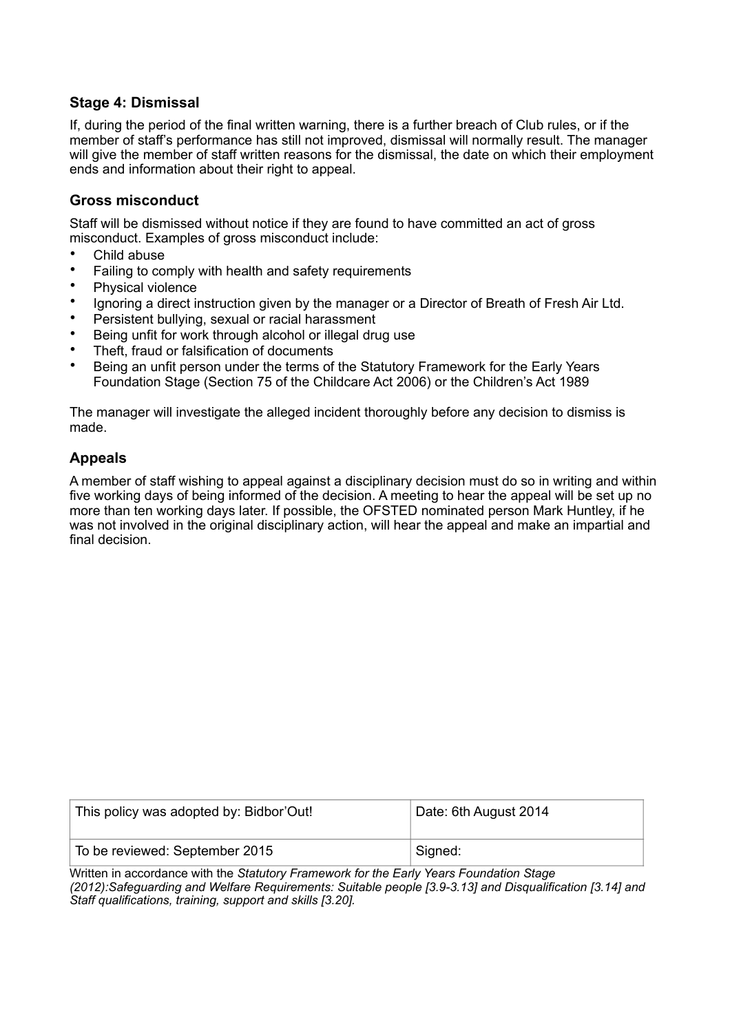### Stage 4: Dismissal

If, during the period of the final written warning, there is a further breach of Club rules, or if the member of staff's performance has still not improved, dismissal will normally result. The manager will give the member of staff written reasons for the dismissal, the date on which their employment ends and information about their right to appeal.

### Gross misconduct

Staff will be dismissed without notice if they are found to have committed an act of gross misconduct. Examples of gross misconduct include:

- Child abuse
- Failing to comply with health and safety requirements
- Physical violence
- Ignoring a direct instruction given by the manager or a Director of Breath of Fresh Air Ltd.
- Persistent bullying, sexual or racial harassment
- Being unfit for work through alcohol or illegal drug use
- Theft, fraud or falsification of documents
- Being an unfit person under the terms of the Statutory Framework for the Early Years Foundation Stage (Section 75 of the Childcare Act 2006) or the Children's Act 1989

The manager will investigate the alleged incident thoroughly before any decision to dismiss is made.

### Appeals

A member of staff wishing to appeal against a disciplinary decision must do so in writing and within five working days of being informed of the decision. A meeting to hear the appeal will be set up no more than ten working days later. If possible, the OFSTED nominated person Mark Huntley, if he was not involved in the original disciplinary action, will hear the appeal and make an impartial and final decision.

| | |
|---|---|
| This policy was adopted by: Bidbor'Out! | Date: 6th August 2014 |
| To be reviewed: September 2015 | Signed: |

Written in accordance with the *Statutory Framework for the Early Years Foundation Stage (2012):Safeguarding and Welfare Requirements: Suitable people [3.9-3.13] and Disqualification [3.14] and Staff qualifications, training, support and skills [3.20].*